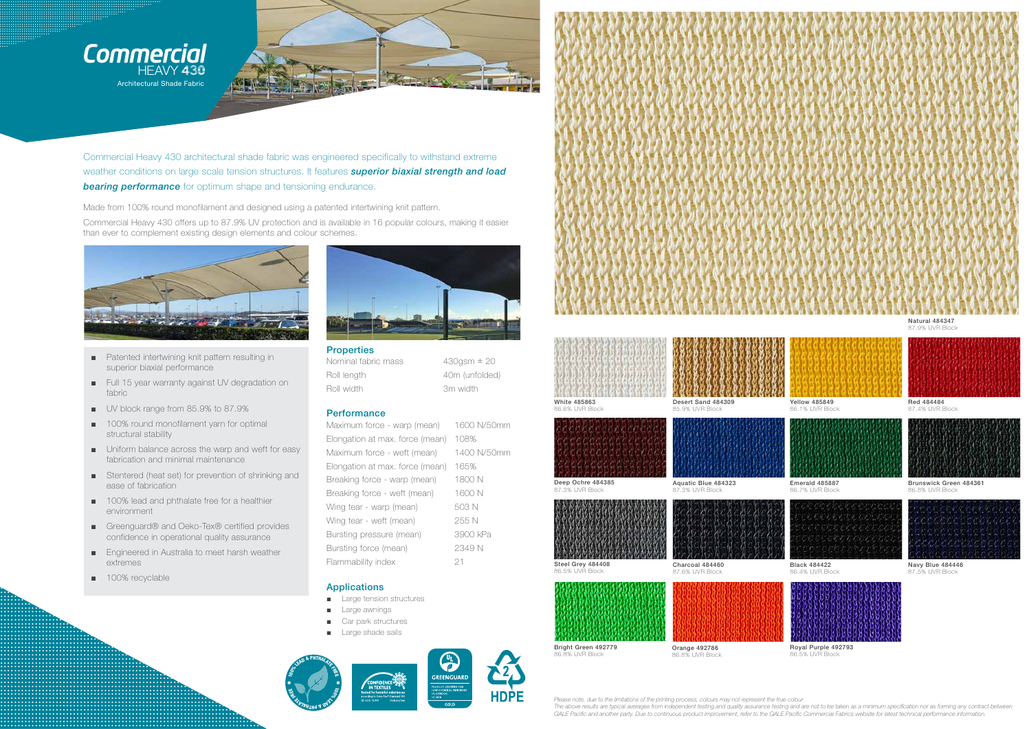# Commercial HEAVY 430

Architectural Shade Fabric

Commercial Heavy 430 architectural shade fabric was engineered specifically to withstand extreme weather conditions on large scale tension structures. It features ***superior biaxial strength and load bearing performance*** for optimum shape and tensioning endurance.

Made from 100% round monofilament and designed using a patented intertwining knit pattern.

Commercial Heavy 430 offers up to 87.9% UV protection and is available in 16 popular colours, making it easier than ever to complement existing design elements and colour schemes.

- Patented intertwining knit pattern resulting in superior biaxial performance
- Full 15 year warranty against UV degradation on fabric
- UV block range from 85.9% to 87.9%
- 100% round monofilament yarn for optimal structural stability
- Uniform balance across the warp and weft for easy fabrication and minimal maintenance
- Stentered (heat set) for prevention of shrinking and ease of fabrication
- 100% lead and phthalate free for a healthier environment
- Greenguard® and Oeko-Tex® certified provides confidence in operational quality assurance
- Engineered in Australia to meet harsh weather extremes
- 100% recyclable

## Properties

| | |
|---|---|
| Nominal fabric mass | 430gsm ± 20 |
| Roll length | 40m (unfolded) |
| Roll width | 3m width |

## Performance

| | |
|---|---|
| Maximum force - warp (mean) | 1600 N/50mm |
| Elongation at max. force (mean) | 108% |
| Maximum force - weft (mean) | 1400 N/50mm |
| Elongation at max. force (mean) | 165% |
| Breaking force - warp (mean) | 1800 N |
| Breaking force - weft (mean) | 1600 N |
| Wing tear - warp (mean) | 503 N |
| Wing tear - weft (mean) | 255 N |
| Bursting pressure (mean) | 3900 kPa |
| Bursting force (mean) | 2349 N |
| Flammability index | 21 |

## Applications

- Large tension structures
- Large awnings
- Car park structures
- Large shade sails

Natural 484347
87.9% UVR Block

White 485863
86.6% UVR Block

Desert Sand 484309
85.9% UVR Block

Yellow 485849
86.1% UVR Block

Red 484484
87.4% UVR Block

Deep Ochre 484385
87.3% UVR Block

Aquatic Blue 484323
87.3% UVR Block

Emerald 485887
86.7% UVR Block

Brunswick Green 484361
86.8% UVR Block

Steel Grey 484408
86.5% UVR Block

Charcoal 484460
87.6% UVR Block

Black 484422
86.4% UVR Block

Navy Blue 484446
87.5% UVR Block

Bright Green 492779
86.8% UVR Block

Orange 492786
86.8% UVR Block

Royal Purple 492793
86.5% UVR Block

*Please note, due to the limitations of the printing process, colours may not represent the true colour*
*The above results are typical averages from independent testing and quality assurance testing and are not to be taken as a minimum specification nor as forming any contract between GALE Pacific and another party. Due to continuous product improvement, refer to the GALE Pacific Commercial Fabrics website for latest technical performance information.*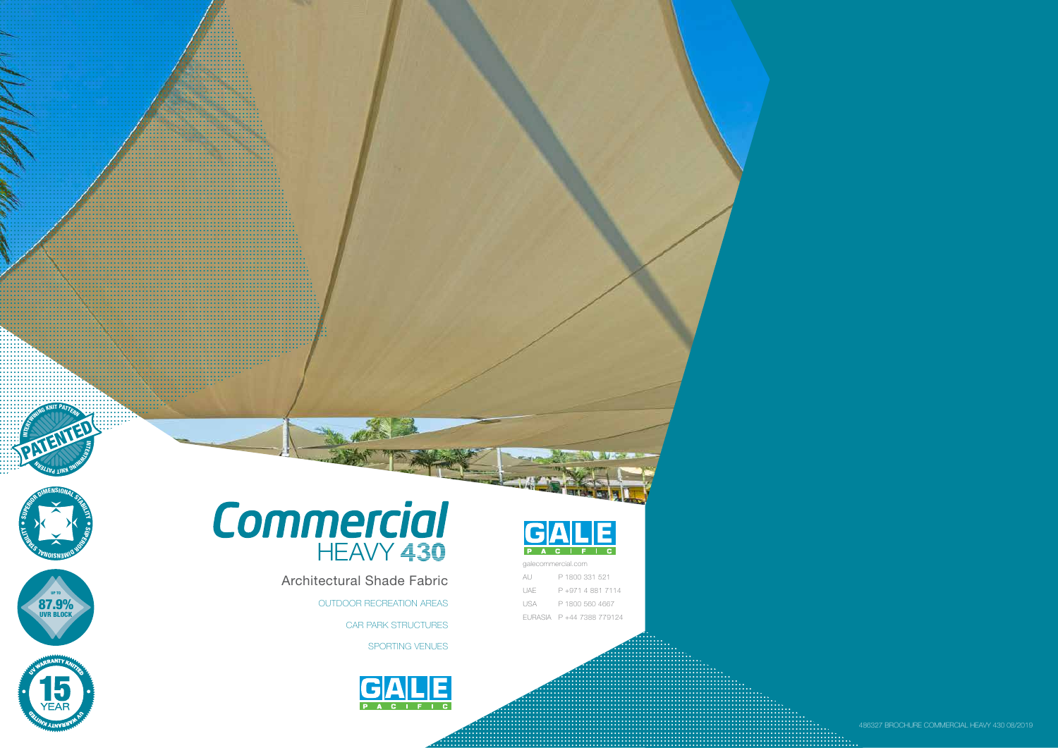# Commercial HEAVY 430

Architectural Shade Fabric

OUTDOOR RECREATION AREAS

CAR PARK STRUCTURES

SPORTING VENUES

INTERTWINING KNIT PATTERN PATENTED

SUPERIOR DIMENSIONAL STABILITY

UP TO 87.9% UVR BLOCK

15 YEAR UV WARRANTY KNITTED

GALE PACIFIC

galecommercial.com

| | |
|---|---|
| AU | P 1800 331 521 |
| UAE | P +971 4 881 7114 |
| USA | P 1800 560 4667 |
| EURASIA | P +44 7388 779124 |

486327 BROCHURE COMMERCIAL HEAVY 430 08/2019